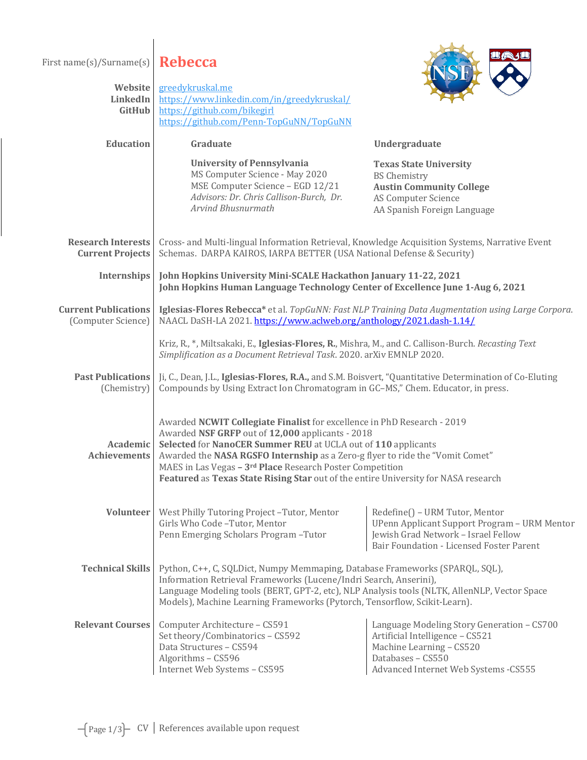First name(s)/Surname(s) **Rebecca**

**Website** greedykruskal.me
**LinkedIn** https://www.linkedin.com/in/greedykruskal/
**GitHub** https://github.com/bikegirl
https://github.com/Penn-TopGuNN/TopGuNN

## Education

**Graduate**

**University of Pennsylvania**
MS Computer Science - May 2020
MSE Computer Science – EGD 12/21
*Advisors: Dr. Chris Callison-Burch, Dr. Arvind Bhusnurmath*

**Undergraduate**

**Texas State University**
BS Chemistry
**Austin Community College**
AS Computer Science
AA Spanish Foreign Language

## Research Interests / Current Projects

Cross- and Multi-lingual Information Retrieval, Knowledge Acquisition Systems, Narrative Event Schemas. DARPA KAIROS, IARPA BETTER (USA National Defense & Security)

## Internships

**John Hopkins University Mini-SCALE Hackathon January 11-22, 2021**
**John Hopkins Human Language Technology Center of Excellence June 1-Aug 6, 2021**

## Current Publications (Computer Science)

**Iglesias-Flores Rebecca*** et al. *TopGuNN: Fast NLP Training Data Augmentation using Large Corpora.* NAACL DaSH-LA 2021. https://www.aclweb.org/anthology/2021.dash-1.14/

Kriz, R., *, Miltsakaki, E., **Iglesias-Flores, R.**, Mishra, M., and C. Callison-Burch. *Recasting Text Simplification as a Document Retrieval Task*. 2020. arXiv EMNLP 2020.

## Past Publications (Chemistry)

Ji, C., Dean, J.L., **Iglesias-Flores, R.A.**, and S.M. Boisvert, "Quantitative Determination of Co-Eluting Compounds by Using Extract Ion Chromatogram in GC–MS," Chem. Educator, in press.

## Academic Achievements

Awarded **NCWIT Collegiate Finalist** for excellence in PhD Research - 2019
Awarded **NSF GRFP** out of **12,000** applicants - 2018
**Selected** for **NanoCER Summer REU** at UCLA out of **110** applicants
Awarded the **NASA RGSFO Internship** as a Zero-g flyer to ride the "Vomit Comet"
MAES in Las Vegas **– 3rd Place** Research Poster Competition
**Featured** as **Texas State Rising Star** out of the entire University for NASA research

## Volunteer

West Philly Tutoring Project –Tutor, Mentor
Girls Who Code –Tutor, Mentor
Penn Emerging Scholars Program –Tutor
Redefine() – URM Tutor, Mentor
UPenn Applicant Support Program – URM Mentor
Jewish Grad Network – Israel Fellow
Bair Foundation - Licensed Foster Parent

## Technical Skills

Python, C++, C, SQLDict, Numpy Memmaping, Database Frameworks (SPARQL, SQL), Information Retrieval Frameworks (Lucene/Indri Search, Anserini), Language Modeling tools (BERT, GPT-2, etc), NLP Analysis tools (NLTK, AllenNLP, Vector Space Models), Machine Learning Frameworks (Pytorch, Tensorflow, Scikit-Learn).

## Relevant Courses

Computer Architecture – CS591
Set theory/Combinatorics – CS592
Data Structures – CS594
Algorithms – CS596
Internet Web Systems – CS595
Language Modeling Story Generation – CS700
Artificial Intelligence – CS521
Machine Learning – CS520
Databases – CS550
Advanced Internet Web Systems -CS555

References available upon request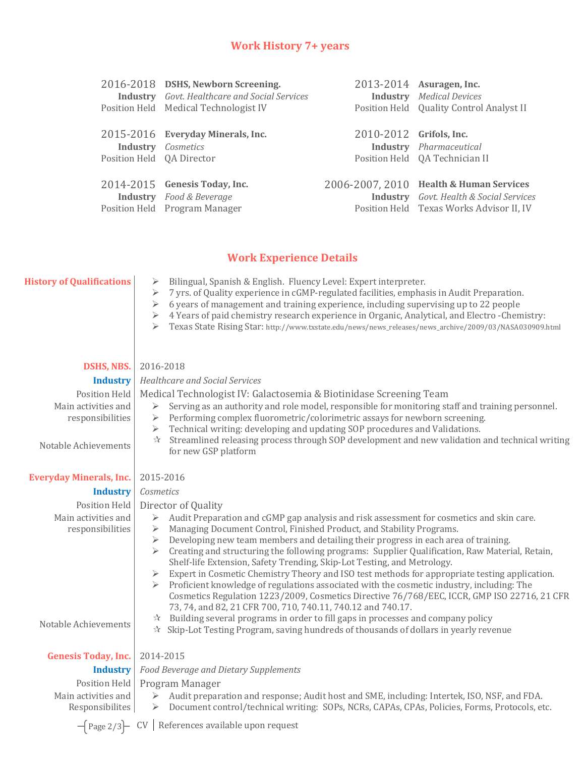## Work History 7+ years

**2016-2018** **DSHS, Newborn Screening.**
**Industry** *Govt. Healthcare and Social Services*
Position Held Medical Technologist IV

**2015-2016** **Everyday Minerals, Inc.**
**Industry** *Cosmetics*
Position Held QA Director

**2014-2015** **Genesis Today, Inc.**
**Industry** *Food & Beverage*
Position Held Program Manager

**2013-2014** **Asuragen, Inc.**
**Industry** *Medical Devices*
Position Held Quality Control Analyst II

**2010-2012** **Grifols, Inc.**
**Industry** *Pharmaceutical*
Position Held QA Technician II

**2006-2007, 2010** **Health & Human Services**
**Industry** *Govt. Health & Social Services*
Position Held Texas Works Advisor II, IV

## Work Experience Details

**History of Qualifications**

- Bilingual, Spanish & English. Fluency Level: Expert interpreter.
- 7 yrs. of Quality experience in cGMP-regulated facilities, emphasis in Audit Preparation.
- 6 years of management and training experience, including supervising up to 22 people
- 4 Years of paid chemistry research experience in Organic, Analytical, and Electro -Chemistry:
- Texas State Rising Star: http://www.txstate.edu/news/news_releases/news_archive/2009/03/NASA030909.html

**DSHS, NBS.** 2016-2018

**Industry** *Healthcare and Social Services*

Position Held: Medical Technologist IV: Galactosemia & Biotinidase Screening Team

Main activities and responsibilities

- Serving as an authority and role model, responsible for monitoring staff and training personnel.
- Performing complex fluorometric/colorimetric assays for newborn screening.
- Technical writing: developing and updating SOP procedures and Validations.

Notable Achievements

- ☆ Streamlined releasing process through SOP development and new validation and technical writing for new GSP platform

**Everyday Minerals, Inc.** 2015-2016

**Industry** *Cosmetics*

Position Held: Director of Quality

Main activities and responsibilities

- Audit Preparation and cGMP gap analysis and risk assessment for cosmetics and skin care.
- Managing Document Control, Finished Product, and Stability Programs.
- Developing new team members and detailing their progress in each area of training.
- Creating and structuring the following programs: Supplier Qualification, Raw Material, Retain, Shelf-life Extension, Safety Trending, Skip-Lot Testing, and Metrology.
- Expert in Cosmetic Chemistry Theory and ISO test methods for appropriate testing application.
- Proficient knowledge of regulations associated with the cosmetic industry, including: The Cosmetics Regulation 1223/2009, Cosmetics Directive 76/768/EEC, ICCR, GMP ISO 22716, 21 CFR 73, 74, and 82, 21 CFR 700, 710, 740.11, 740.12 and 740.17.

Notable Achievements

- ☆ Building several programs in order to fill gaps in processes and company policy
- ☆ Skip-Lot Testing Program, saving hundreds of thousands of dollars in yearly revenue

**Genesis Today, Inc.** 2014-2015

**Industry** *Food Beverage and Dietary Supplements*

Position Held: Program Manager

Main activities and Responsibilites

- Audit preparation and response; Audit host and SME, including: Intertek, ISO, NSF, and FDA.
- Document control/technical writing: SOPs, NCRs, CAPAs, CPAs, Policies, Forms, Protocols, etc.

CV | References available upon request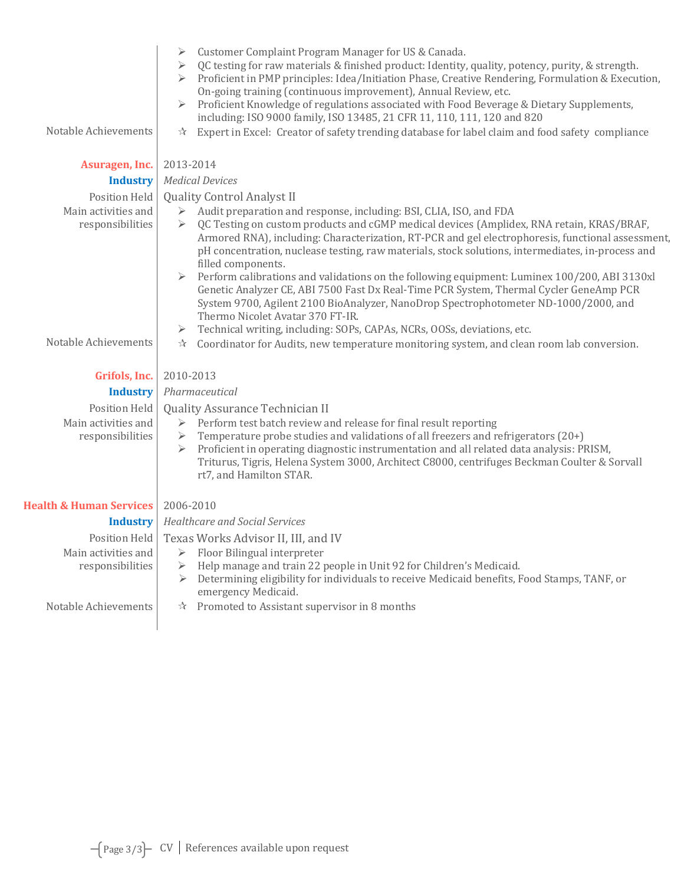- Customer Complaint Program Manager for US & Canada.
- QC testing for raw materials & finished product: Identity, quality, potency, purity, & strength.
- Proficient in PMP principles: Idea/Initiation Phase, Creative Rendering, Formulation & Execution, On-going training (continuous improvement), Annual Review, etc.
- Proficient Knowledge of regulations associated with Food Beverage & Dietary Supplements, including: ISO 9000 family, ISO 13485, 21 CFR 11, 110, 111, 120 and 820

Notable Achievements

- ☆ Expert in Excel: Creator of safety trending database for label claim and food safety compliance

## Asuragen, Inc. | 2013-2014

**Industry** | *Medical Devices*

Position Held | Quality Control Analyst II

Main activities and responsibilities

- Audit preparation and response, including: BSI, CLIA, ISO, and FDA
- QC Testing on custom products and cGMP medical devices (Amplidex, RNA retain, KRAS/BRAF, Armored RNA), including: Characterization, RT-PCR and gel electrophoresis, functional assessment, pH concentration, nuclease testing, raw materials, stock solutions, intermediates, in-process and filled components.
- Perform calibrations and validations on the following equipment: Luminex 100/200, ABI 3130xl Genetic Analyzer CE, ABI 7500 Fast Dx Real-Time PCR System, Thermal Cycler GeneAmp PCR System 9700, Agilent 2100 BioAnalyzer, NanoDrop Spectrophotometer ND-1000/2000, and Thermo Nicolet Avatar 370 FT-IR.
- Technical writing, including: SOPs, CAPAs, NCRs, OOSs, deviations, etc.

Notable Achievements

- ☆ Coordinator for Audits, new temperature monitoring system, and clean room lab conversion.

## Grifols, Inc. | 2010-2013

**Industry** | *Pharmaceutical*

Position Held | Quality Assurance Technician II

Main activities and responsibilities

- Perform test batch review and release for final result reporting
- Temperature probe studies and validations of all freezers and refrigerators (20+)
- Proficient in operating diagnostic instrumentation and all related data analysis: PRISM, Triturus, Tigris, Helena System 3000, Architect C8000, centrifuges Beckman Coulter & Sorvall rt7, and Hamilton STAR.

## Health & Human Services | 2006-2010

**Industry** | *Healthcare and Social Services*

Position Held | Texas Works Advisor II, III, and IV

Main activities and responsibilities

- Floor Bilingual interpreter
- Help manage and train 22 people in Unit 92 for Children's Medicaid.
- Determining eligibility for individuals to receive Medicaid benefits, Food Stamps, TANF, or emergency Medicaid.

Notable Achievements

- ☆ Promoted to Assistant supervisor in 8 months

CV | References available upon request